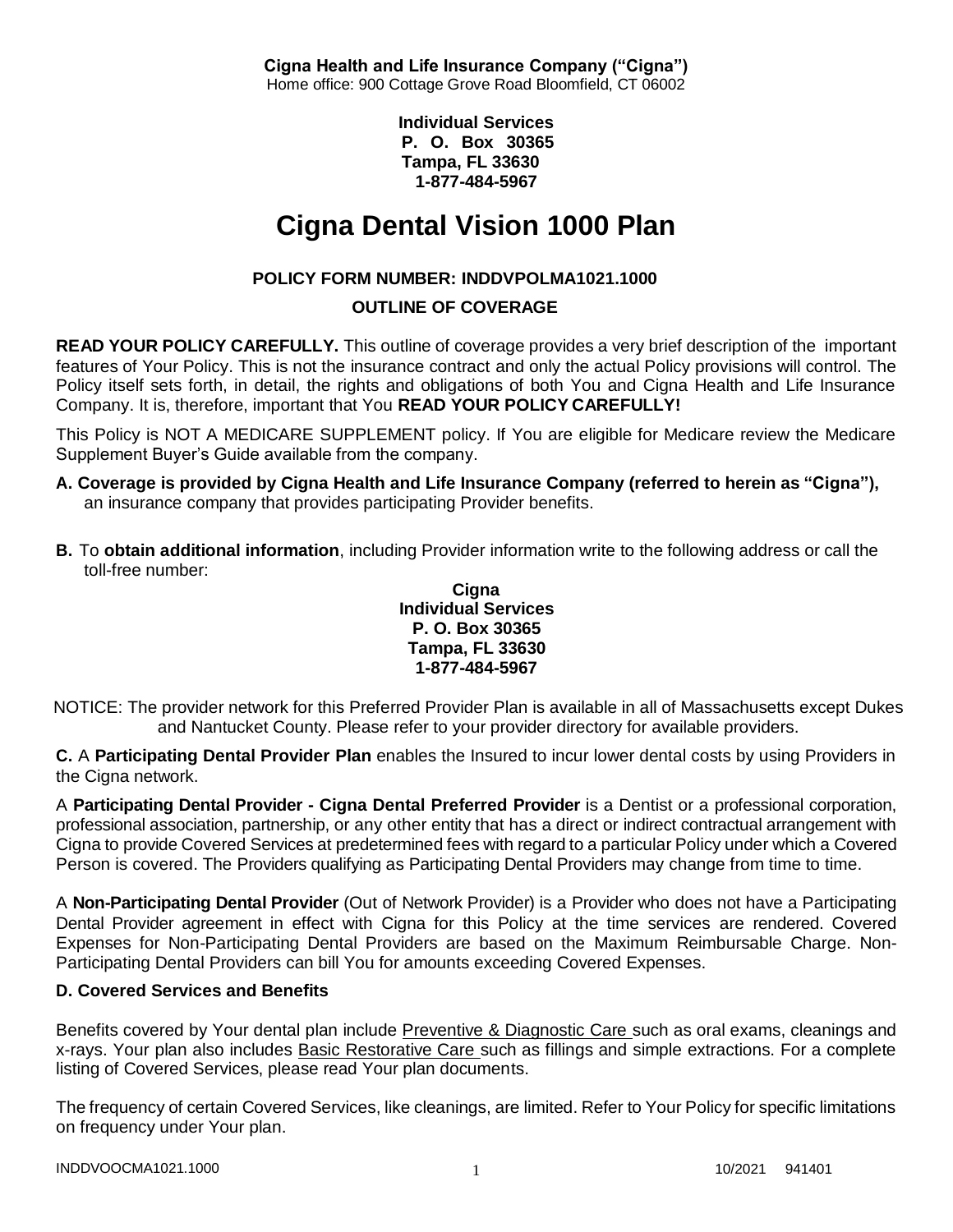**Cigna Health and Life Insurance Company ("Cigna")**
Home office: 900 Cottage Grove Road Bloomfield, CT 06002

**Individual Services**
**P. O. Box 30365**
**Tampa, FL 33630**
**1-877-484-5967**

# Cigna Dental Vision 1000 Plan

**POLICY FORM NUMBER: INDDVPOLMA1021.1000**

**OUTLINE OF COVERAGE**

**READ YOUR POLICY CAREFULLY.** This outline of coverage provides a very brief description of the important features of Your Policy. This is not the insurance contract and only the actual Policy provisions will control. The Policy itself sets forth, in detail, the rights and obligations of both You and Cigna Health and Life Insurance Company. It is, therefore, important that You **READ YOUR POLICY CAREFULLY!**

This Policy is NOT A MEDICARE SUPPLEMENT policy. If You are eligible for Medicare review the Medicare Supplement Buyer's Guide available from the company.

**A. Coverage is provided by Cigna Health and Life Insurance Company (referred to herein as "Cigna"),** an insurance company that provides participating Provider benefits.

**B.** To **obtain additional information**, including Provider information write to the following address or call the toll-free number:

**Cigna**
**Individual Services**
**P. O. Box 30365**
**Tampa, FL 33630**
**1-877-484-5967**

NOTICE: The provider network for this Preferred Provider Plan is available in all of Massachusetts except Dukes and Nantucket County. Please refer to your provider directory for available providers.

**C.** A **Participating Dental Provider Plan** enables the Insured to incur lower dental costs by using Providers in the Cigna network.

A **Participating Dental Provider - Cigna Dental Preferred Provider** is a Dentist or a professional corporation, professional association, partnership, or any other entity that has a direct or indirect contractual arrangement with Cigna to provide Covered Services at predetermined fees with regard to a particular Policy under which a Covered Person is covered. The Providers qualifying as Participating Dental Providers may change from time to time.

A **Non-Participating Dental Provider** (Out of Network Provider) is a Provider who does not have a Participating Dental Provider agreement in effect with Cigna for this Policy at the time services are rendered. Covered Expenses for Non-Participating Dental Providers are based on the Maximum Reimbursable Charge. Non-Participating Dental Providers can bill You for amounts exceeding Covered Expenses.

**D. Covered Services and Benefits**

Benefits covered by Your dental plan include Preventive & Diagnostic Care such as oral exams, cleanings and x-rays. Your plan also includes Basic Restorative Care such as fillings and simple extractions. For a complete listing of Covered Services, please read Your plan documents.

The frequency of certain Covered Services, like cleanings, are limited. Refer to Your Policy for specific limitations on frequency under Your plan.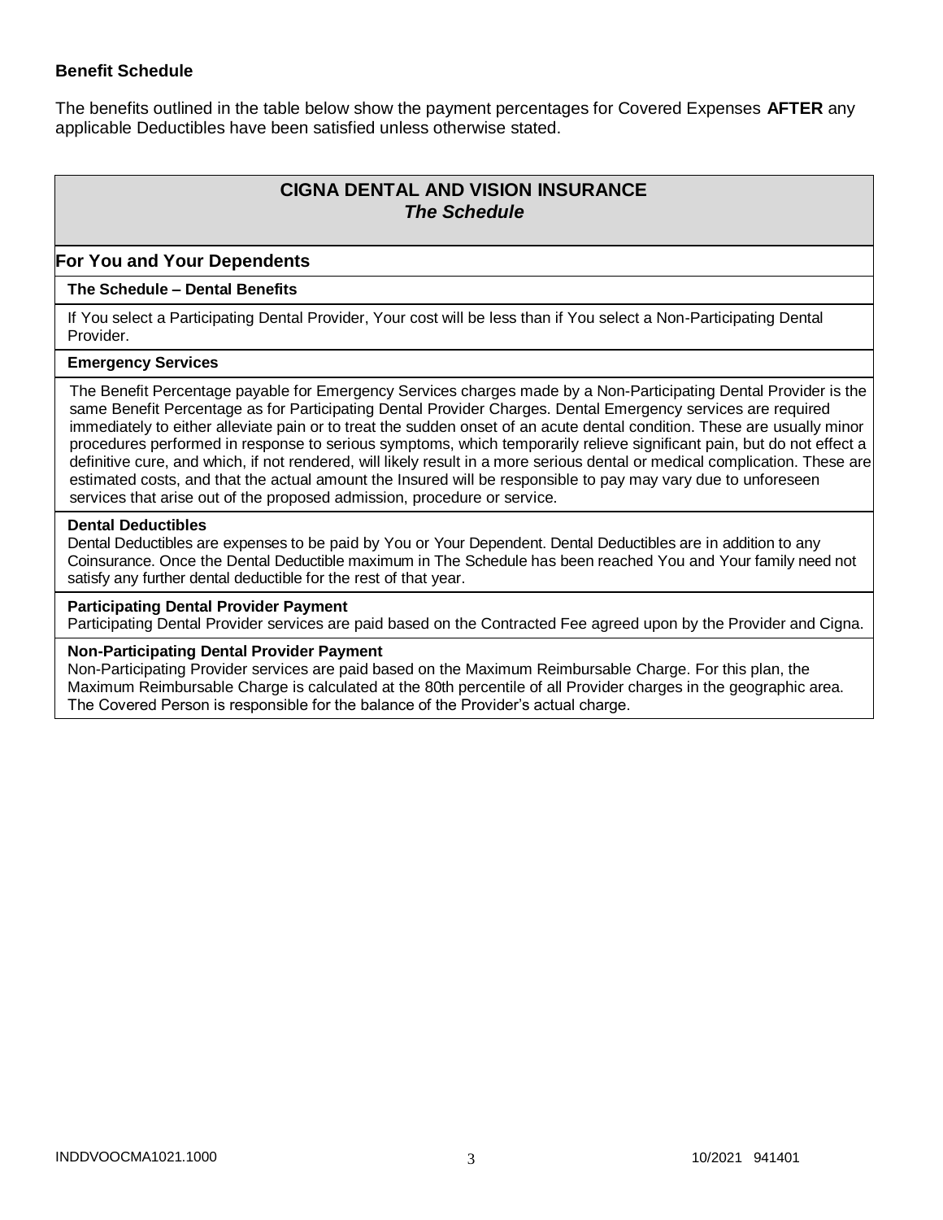### Benefit Schedule

The benefits outlined in the table below show the payment percentages for Covered Expenses **AFTER** any applicable Deductibles have been satisfied unless otherwise stated.

## CIGNA DENTAL AND VISION INSURANCE
### *The Schedule*

**For You and Your Dependents**

**The Schedule – Dental Benefits**

If You select a Participating Dental Provider, Your cost will be less than if You select a Non-Participating Dental Provider.

**Emergency Services**

The Benefit Percentage payable for Emergency Services charges made by a Non-Participating Dental Provider is the same Benefit Percentage as for Participating Dental Provider Charges. Dental Emergency services are required immediately to either alleviate pain or to treat the sudden onset of an acute dental condition. These are usually minor procedures performed in response to serious symptoms, which temporarily relieve significant pain, but do not effect a definitive cure, and which, if not rendered, will likely result in a more serious dental or medical complication. These are estimated costs, and that the actual amount the Insured will be responsible to pay may vary due to unforeseen services that arise out of the proposed admission, procedure or service.

**Dental Deductibles**

Dental Deductibles are expenses to be paid by You or Your Dependent. Dental Deductibles are in addition to any Coinsurance. Once the Dental Deductible maximum in The Schedule has been reached You and Your family need not satisfy any further dental deductible for the rest of that year.

**Participating Dental Provider Payment**

Participating Dental Provider services are paid based on the Contracted Fee agreed upon by the Provider and Cigna.

**Non-Participating Dental Provider Payment**

Non-Participating Provider services are paid based on the Maximum Reimbursable Charge. For this plan, the Maximum Reimbursable Charge is calculated at the 80th percentile of all Provider charges in the geographic area. The Covered Person is responsible for the balance of the Provider's actual charge.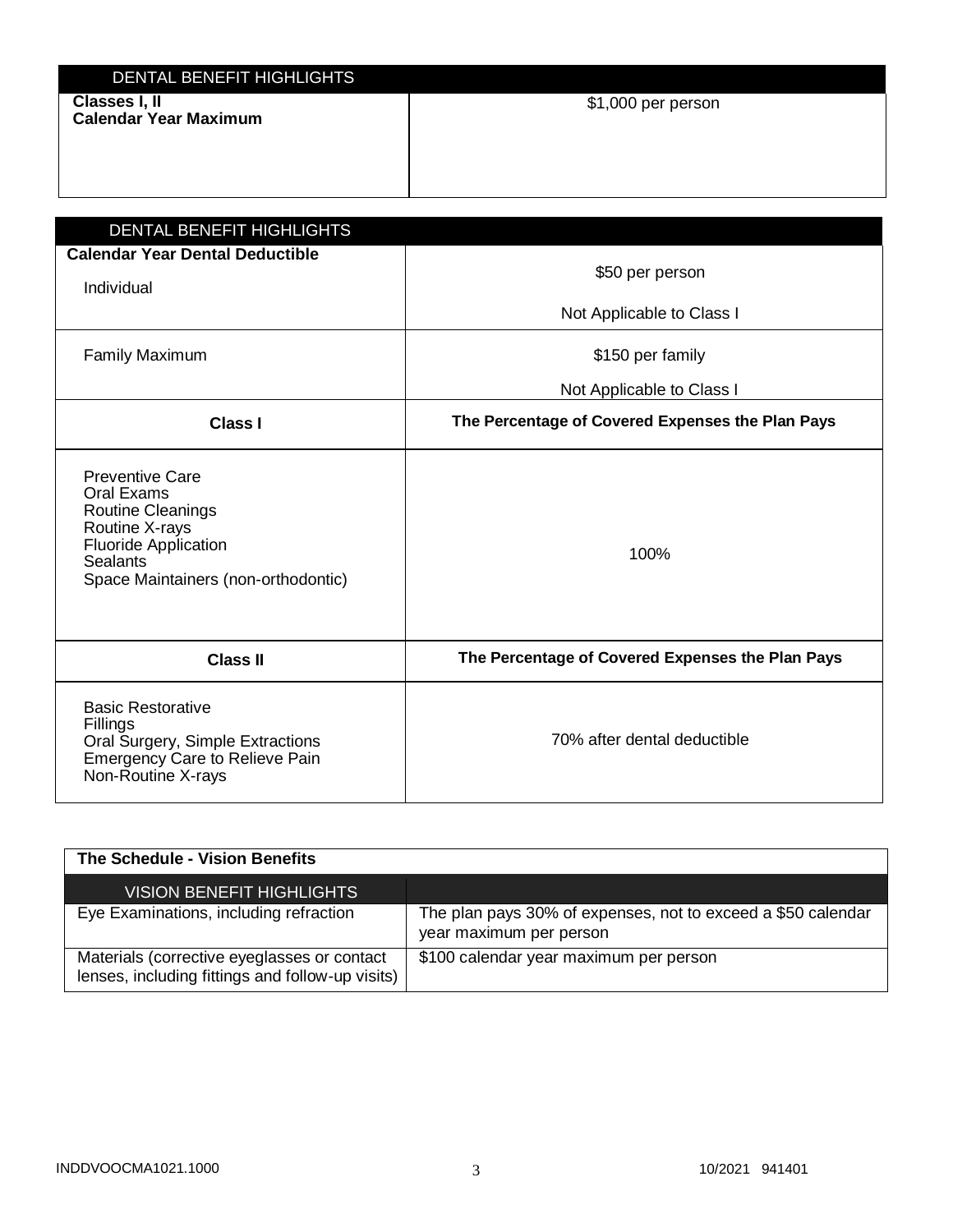| DENTAL BENEFIT HIGHLIGHTS | |
|---|---|
| **Classes I, II Calendar Year Maximum** | $1,000 per person |

| DENTAL BENEFIT HIGHLIGHTS | |
|---|---|
| **Calendar Year Dental Deductible** Individual | $50 per person<br>Not Applicable to Class I |
| Family Maximum | $150 per family<br>Not Applicable to Class I |
| **Class I** | **The Percentage of Covered Expenses the Plan Pays** |
| Preventive Care<br>Oral Exams<br>Routine Cleanings<br>Routine X-rays<br>Fluoride Application<br>Sealants<br>Space Maintainers (non-orthodontic) | 100% |
| **Class II** | **The Percentage of Covered Expenses the Plan Pays** |
| Basic Restorative<br>Fillings<br>Oral Surgery, Simple Extractions<br>Emergency Care to Relieve Pain<br>Non-Routine X-rays | 70% after dental deductible |

**The Schedule - Vision Benefits**

| VISION BENEFIT HIGHLIGHTS | |
|---|---|
| Eye Examinations, including refraction | The plan pays 30% of expenses, not to exceed a $50 calendar year maximum per person |
| Materials (corrective eyeglasses or contact lenses, including fittings and follow-up visits) | $100 calendar year maximum per person |

INDDVOOCMA1021.1000 10/2021 941401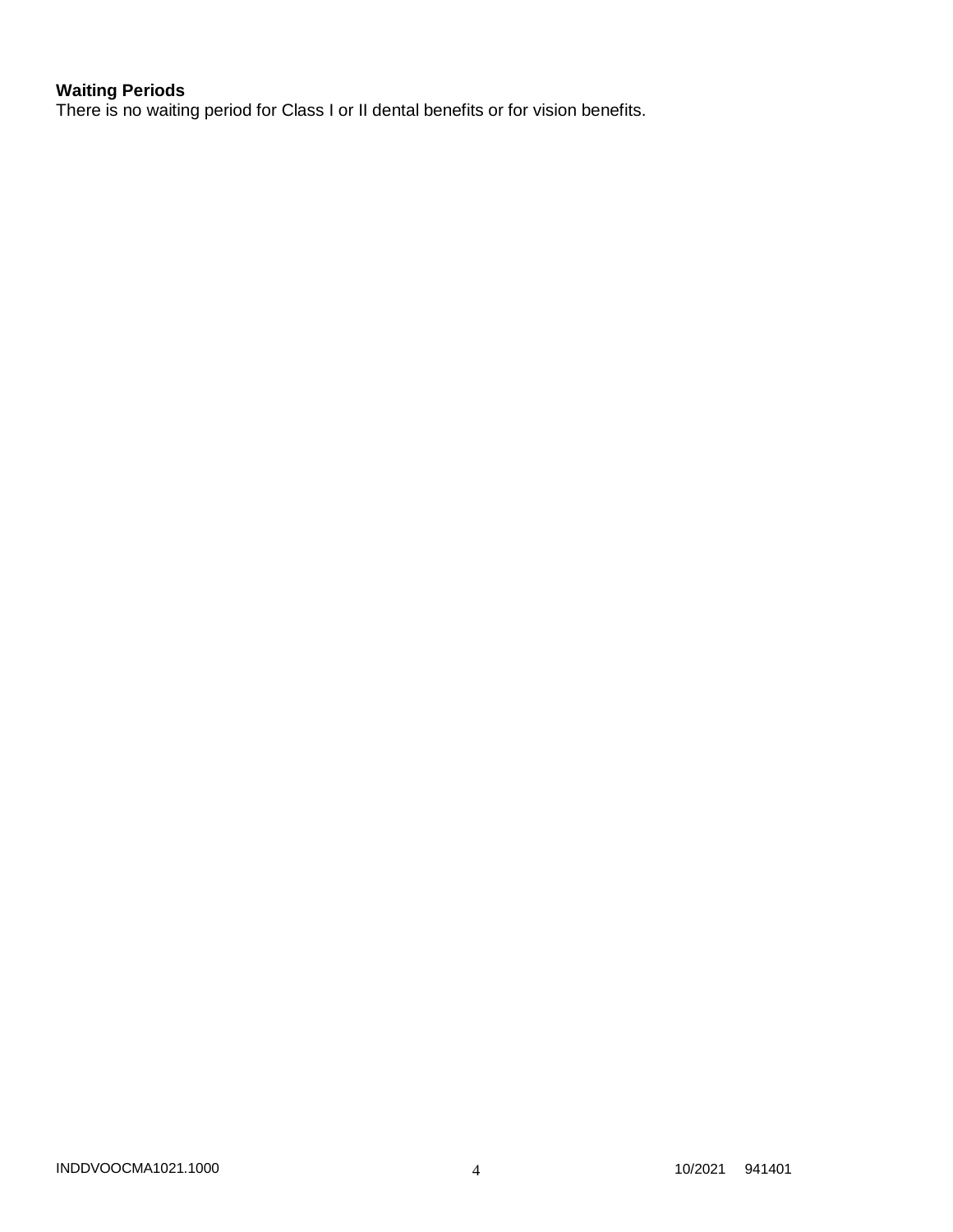**Waiting Periods**
There is no waiting period for Class I or II dental benefits or for vision benefits.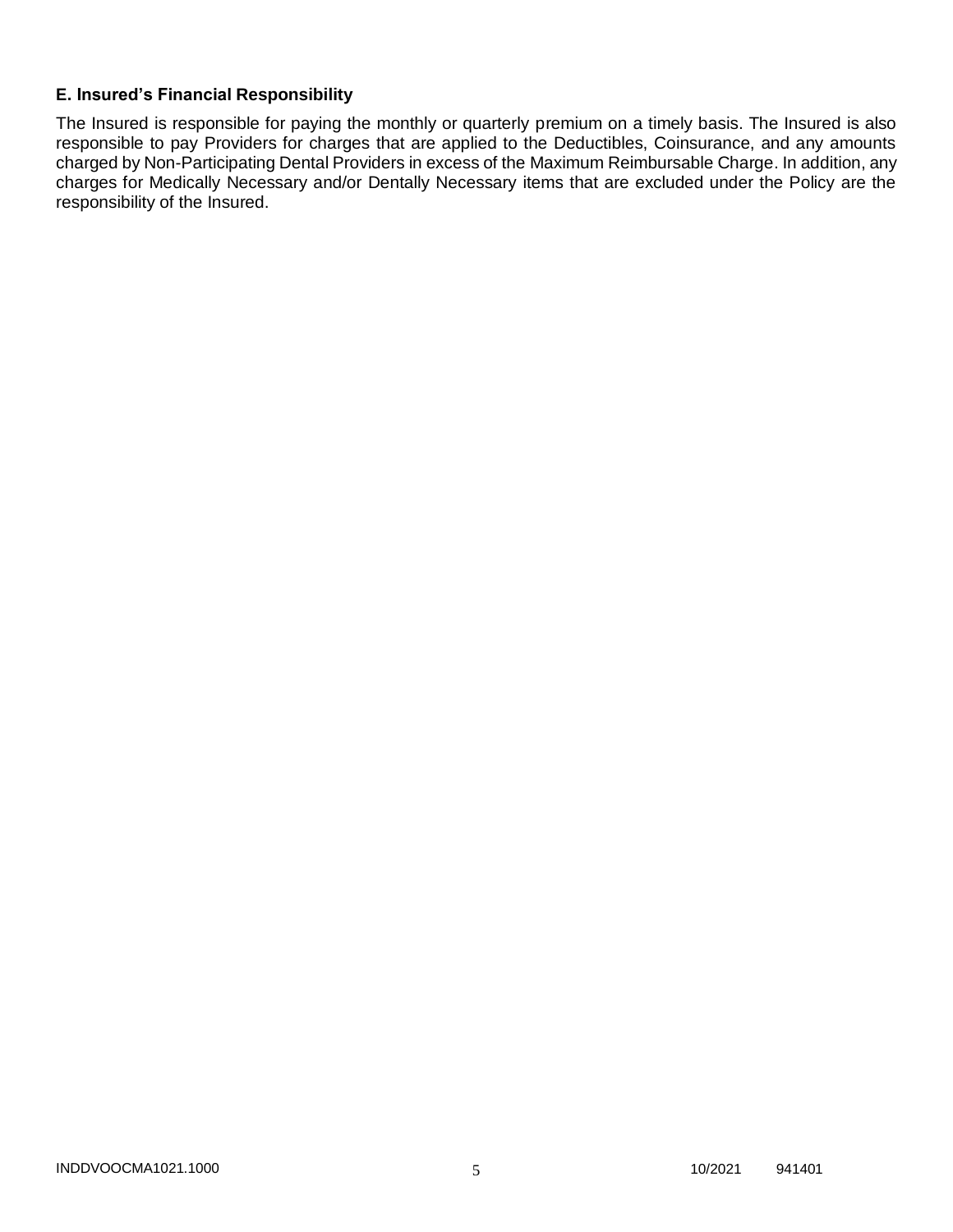### E. Insured's Financial Responsibility

The Insured is responsible for paying the monthly or quarterly premium on a timely basis. The Insured is also responsible to pay Providers for charges that are applied to the Deductibles, Coinsurance, and any amounts charged by Non-Participating Dental Providers in excess of the Maximum Reimbursable Charge. In addition, any charges for Medically Necessary and/or Dentally Necessary items that are excluded under the Policy are the responsibility of the Insured.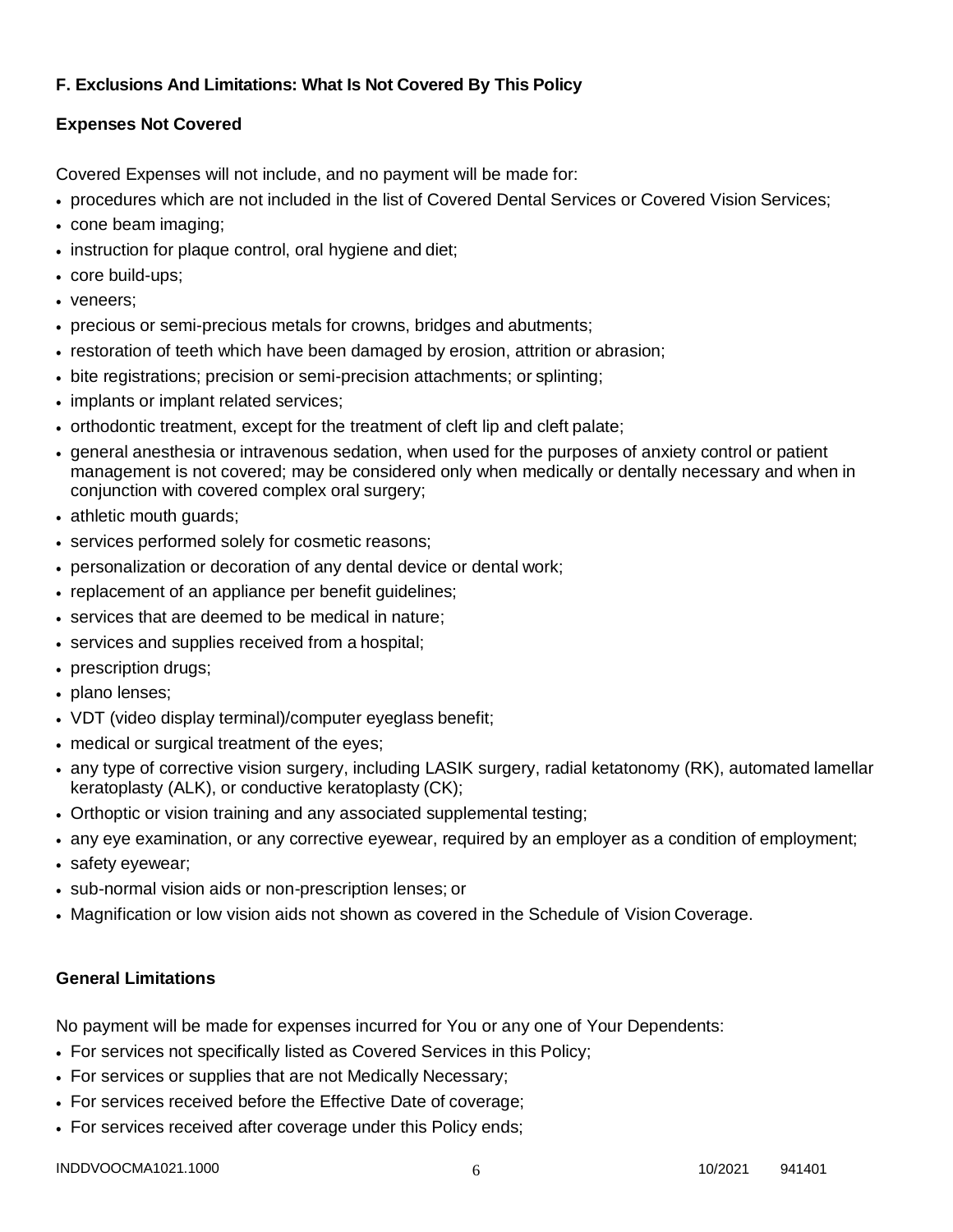**F. Exclusions And Limitations: What Is Not Covered By This Policy**

**Expenses Not Covered**

Covered Expenses will not include, and no payment will be made for:

- procedures which are not included in the list of Covered Dental Services or Covered Vision Services;
- cone beam imaging;
- instruction for plaque control, oral hygiene and diet;
- core build-ups;
- veneers;
- precious or semi-precious metals for crowns, bridges and abutments;
- restoration of teeth which have been damaged by erosion, attrition or abrasion;
- bite registrations; precision or semi-precision attachments; or splinting;
- implants or implant related services;
- orthodontic treatment, except for the treatment of cleft lip and cleft palate;
- general anesthesia or intravenous sedation, when used for the purposes of anxiety control or patient management is not covered; may be considered only when medically or dentally necessary and when in conjunction with covered complex oral surgery;
- athletic mouth guards;
- services performed solely for cosmetic reasons;
- personalization or decoration of any dental device or dental work;
- replacement of an appliance per benefit guidelines;
- services that are deemed to be medical in nature;
- services and supplies received from a hospital;
- prescription drugs;
- plano lenses;
- VDT (video display terminal)/computer eyeglass benefit;
- medical or surgical treatment of the eyes;
- any type of corrective vision surgery, including LASIK surgery, radial ketatonomy (RK), automated lamellar keratoplasty (ALK), or conductive keratoplasty (CK);
- Orthoptic or vision training and any associated supplemental testing;
- any eye examination, or any corrective eyewear, required by an employer as a condition of employment;
- safety eyewear;
- sub-normal vision aids or non-prescription lenses; or
- Magnification or low vision aids not shown as covered in the Schedule of Vision Coverage.

**General Limitations**

No payment will be made for expenses incurred for You or any one of Your Dependents:

- For services not specifically listed as Covered Services in this Policy;
- For services or supplies that are not Medically Necessary;
- For services received before the Effective Date of coverage;
- For services received after coverage under this Policy ends;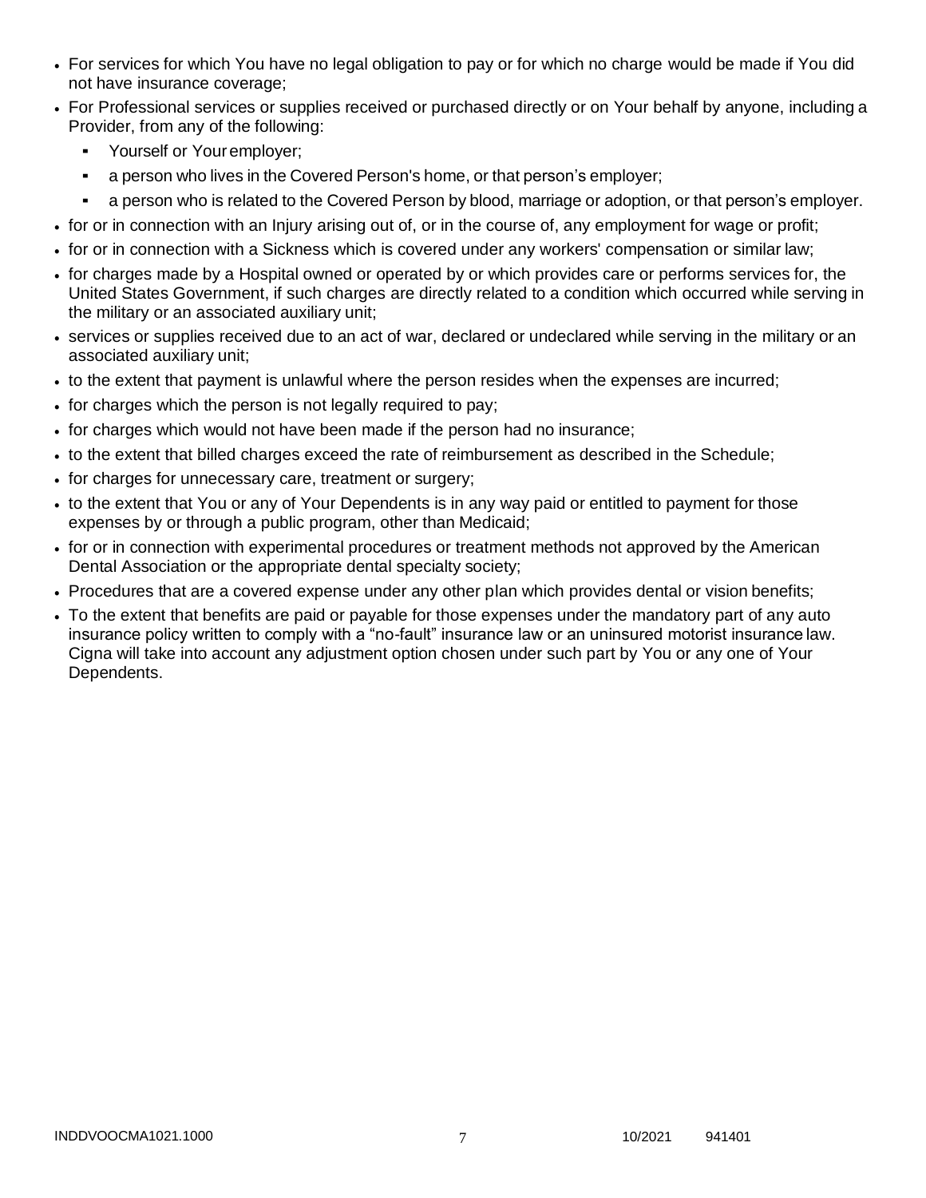- For services for which You have no legal obligation to pay or for which no charge would be made if You did not have insurance coverage;
- For Professional services or supplies received or purchased directly or on Your behalf by anyone, including a Provider, from any of the following:
  - Yourself or Your employer;
  - a person who lives in the Covered Person's home, or that person's employer;
  - a person who is related to the Covered Person by blood, marriage or adoption, or that person's employer.
- for or in connection with an Injury arising out of, or in the course of, any employment for wage or profit;
- for or in connection with a Sickness which is covered under any workers' compensation or similar law;
- for charges made by a Hospital owned or operated by or which provides care or performs services for, the United States Government, if such charges are directly related to a condition which occurred while serving in the military or an associated auxiliary unit;
- services or supplies received due to an act of war, declared or undeclared while serving in the military or an associated auxiliary unit;
- to the extent that payment is unlawful where the person resides when the expenses are incurred;
- for charges which the person is not legally required to pay;
- for charges which would not have been made if the person had no insurance;
- to the extent that billed charges exceed the rate of reimbursement as described in the Schedule;
- for charges for unnecessary care, treatment or surgery;
- to the extent that You or any of Your Dependents is in any way paid or entitled to payment for those expenses by or through a public program, other than Medicaid;
- for or in connection with experimental procedures or treatment methods not approved by the American Dental Association or the appropriate dental specialty society;
- Procedures that are a covered expense under any other plan which provides dental or vision benefits;
- To the extent that benefits are paid or payable for those expenses under the mandatory part of any auto insurance policy written to comply with a "no-fault" insurance law or an uninsured motorist insurance law. Cigna will take into account any adjustment option chosen under such part by You or any one of Your Dependents.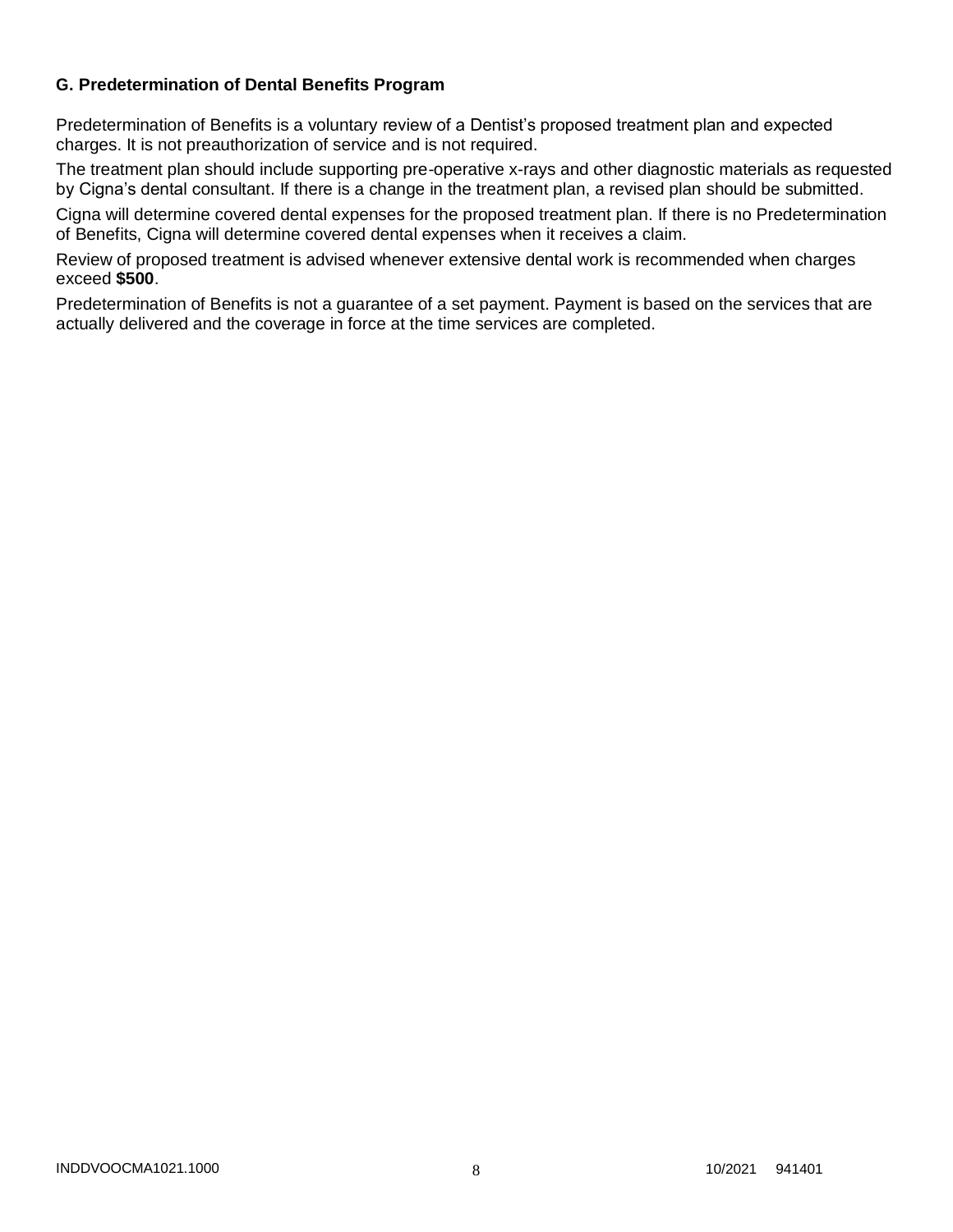### G. Predetermination of Dental Benefits Program

Predetermination of Benefits is a voluntary review of a Dentist's proposed treatment plan and expected charges. It is not preauthorization of service and is not required.

The treatment plan should include supporting pre-operative x-rays and other diagnostic materials as requested by Cigna's dental consultant. If there is a change in the treatment plan, a revised plan should be submitted.

Cigna will determine covered dental expenses for the proposed treatment plan. If there is no Predetermination of Benefits, Cigna will determine covered dental expenses when it receives a claim.

Review of proposed treatment is advised whenever extensive dental work is recommended when charges exceed **$500**.

Predetermination of Benefits is not a guarantee of a set payment. Payment is based on the services that are actually delivered and the coverage in force at the time services are completed.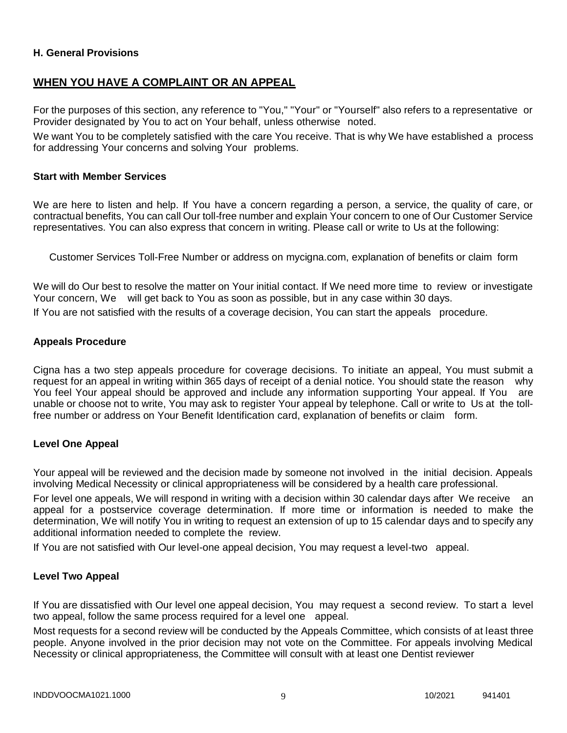**H. General Provisions**

## WHEN YOU HAVE A COMPLAINT OR AN APPEAL

For the purposes of this section, any reference to "You," "Your" or "Yourself" also refers to a representative or Provider designated by You to act on Your behalf, unless otherwise noted.

We want You to be completely satisfied with the care You receive. That is why We have established a process for addressing Your concerns and solving Your problems.

### Start with Member Services

We are here to listen and help. If You have a concern regarding a person, a service, the quality of care, or contractual benefits, You can call Our toll-free number and explain Your concern to one of Our Customer Service representatives. You can also express that concern in writing. Please call or write to Us at the following:

Customer Services Toll-Free Number or address on mycigna.com, explanation of benefits or claim form

We will do Our best to resolve the matter on Your initial contact. If We need more time to review or investigate Your concern, We will get back to You as soon as possible, but in any case within 30 days.

If You are not satisfied with the results of a coverage decision, You can start the appeals procedure.

### Appeals Procedure

Cigna has a two step appeals procedure for coverage decisions. To initiate an appeal, You must submit a request for an appeal in writing within 365 days of receipt of a denial notice. You should state the reason why You feel Your appeal should be approved and include any information supporting Your appeal. If You are unable or choose not to write, You may ask to register Your appeal by telephone. Call or write to Us at the toll-free number or address on Your Benefit Identification card, explanation of benefits or claim form.

### Level One Appeal

Your appeal will be reviewed and the decision made by someone not involved in the initial decision. Appeals involving Medical Necessity or clinical appropriateness will be considered by a health care professional.

For level one appeals, We will respond in writing with a decision within 30 calendar days after We receive an appeal for a postservice coverage determination. If more time or information is needed to make the determination, We will notify You in writing to request an extension of up to 15 calendar days and to specify any additional information needed to complete the review.

If You are not satisfied with Our level-one appeal decision, You may request a level-two appeal.

### Level Two Appeal

If You are dissatisfied with Our level one appeal decision, You may request a second review. To start a level two appeal, follow the same process required for a level one appeal.

Most requests for a second review will be conducted by the Appeals Committee, which consists of at least three people. Anyone involved in the prior decision may not vote on the Committee. For appeals involving Medical Necessity or clinical appropriateness, the Committee will consult with at least one Dentist reviewer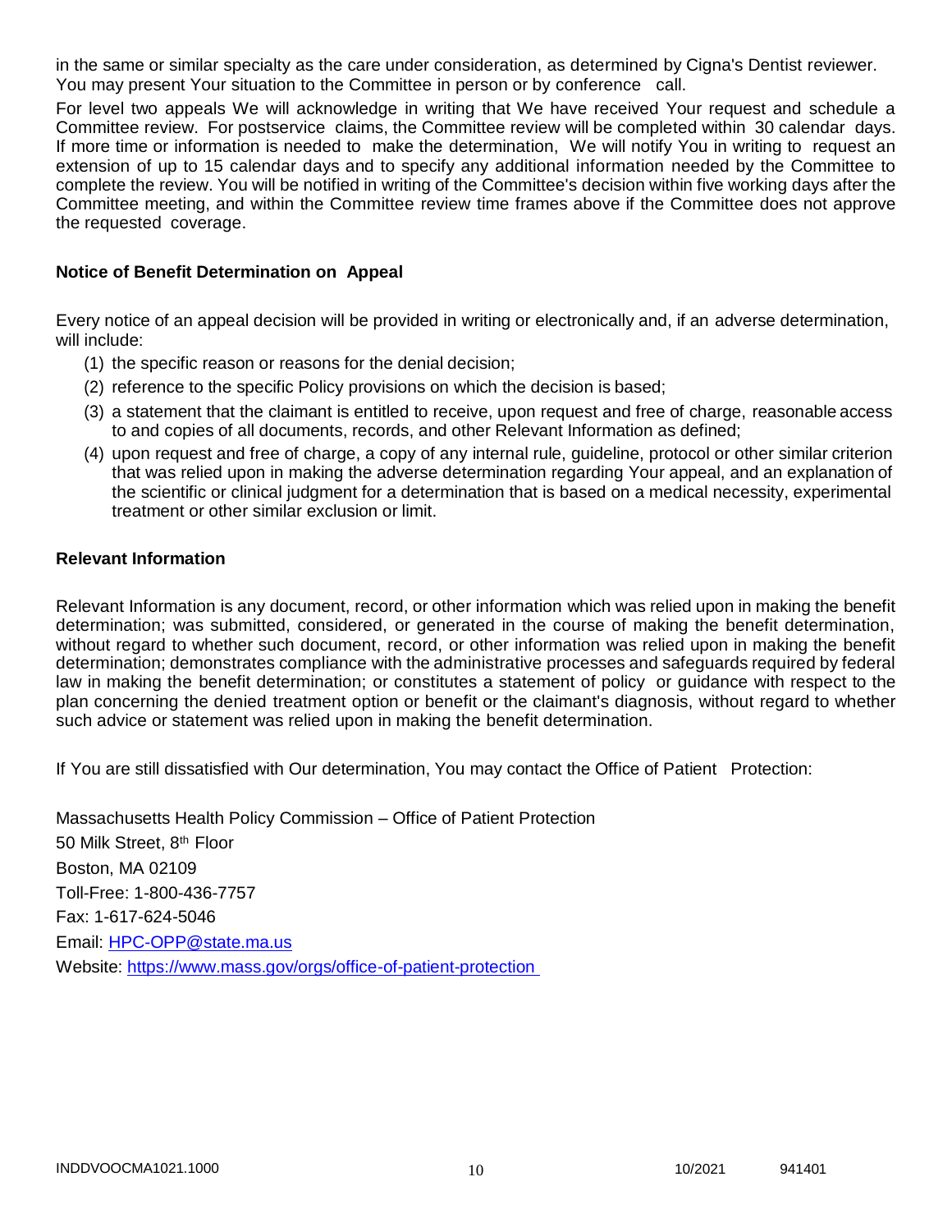in the same or similar specialty as the care under consideration, as determined by Cigna's Dentist reviewer. You may present Your situation to the Committee in person or by conference call.

For level two appeals We will acknowledge in writing that We have received Your request and schedule a Committee review. For postservice claims, the Committee review will be completed within 30 calendar days. If more time or information is needed to make the determination, We will notify You in writing to request an extension of up to 15 calendar days and to specify any additional information needed by the Committee to complete the review. You will be notified in writing of the Committee's decision within five working days after the Committee meeting, and within the Committee review time frames above if the Committee does not approve the requested coverage.

**Notice of Benefit Determination on Appeal**

Every notice of an appeal decision will be provided in writing or electronically and, if an adverse determination, will include:

(1) the specific reason or reasons for the denial decision;
(2) reference to the specific Policy provisions on which the decision is based;
(3) a statement that the claimant is entitled to receive, upon request and free of charge, reasonable access to and copies of all documents, records, and other Relevant Information as defined;
(4) upon request and free of charge, a copy of any internal rule, guideline, protocol or other similar criterion that was relied upon in making the adverse determination regarding Your appeal, and an explanation of the scientific or clinical judgment for a determination that is based on a medical necessity, experimental treatment or other similar exclusion or limit.

**Relevant Information**

Relevant Information is any document, record, or other information which was relied upon in making the benefit determination; was submitted, considered, or generated in the course of making the benefit determination, without regard to whether such document, record, or other information was relied upon in making the benefit determination; demonstrates compliance with the administrative processes and safeguards required by federal law in making the benefit determination; or constitutes a statement of policy or guidance with respect to the plan concerning the denied treatment option or benefit or the claimant's diagnosis, without regard to whether such advice or statement was relied upon in making the benefit determination.

If You are still dissatisfied with Our determination, You may contact the Office of Patient Protection:

Massachusetts Health Policy Commission – Office of Patient Protection
50 Milk Street, 8th Floor
Boston, MA 02109
Toll-Free: 1-800-436-7757
Fax: 1-617-624-5046
Email: HPC-OPP@state.ma.us
Website: https://www.mass.gov/orgs/office-of-patient-protection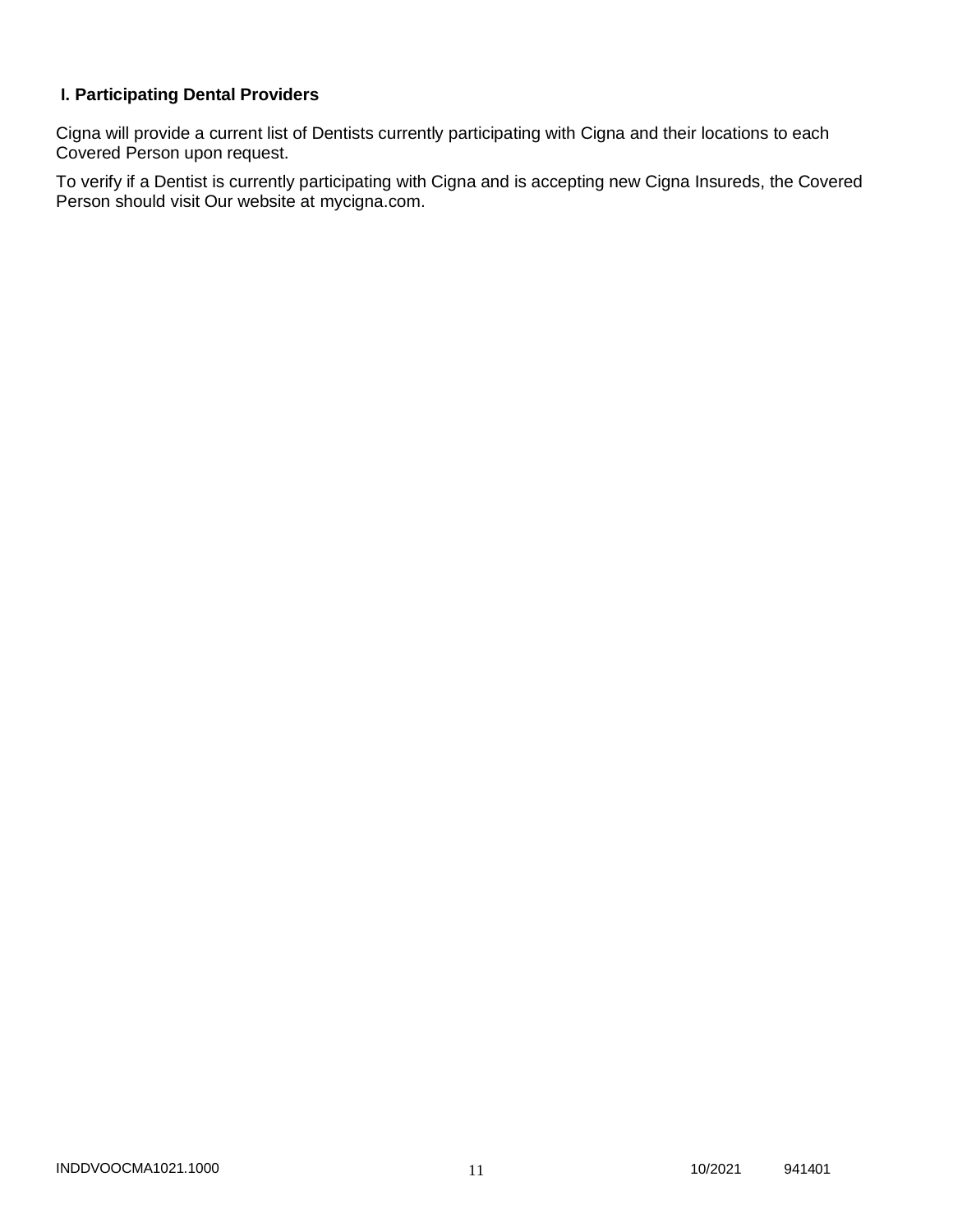## I. Participating Dental Providers

Cigna will provide a current list of Dentists currently participating with Cigna and their locations to each Covered Person upon request.

To verify if a Dentist is currently participating with Cigna and is accepting new Cigna Insureds, the Covered Person should visit Our website at mycigna.com.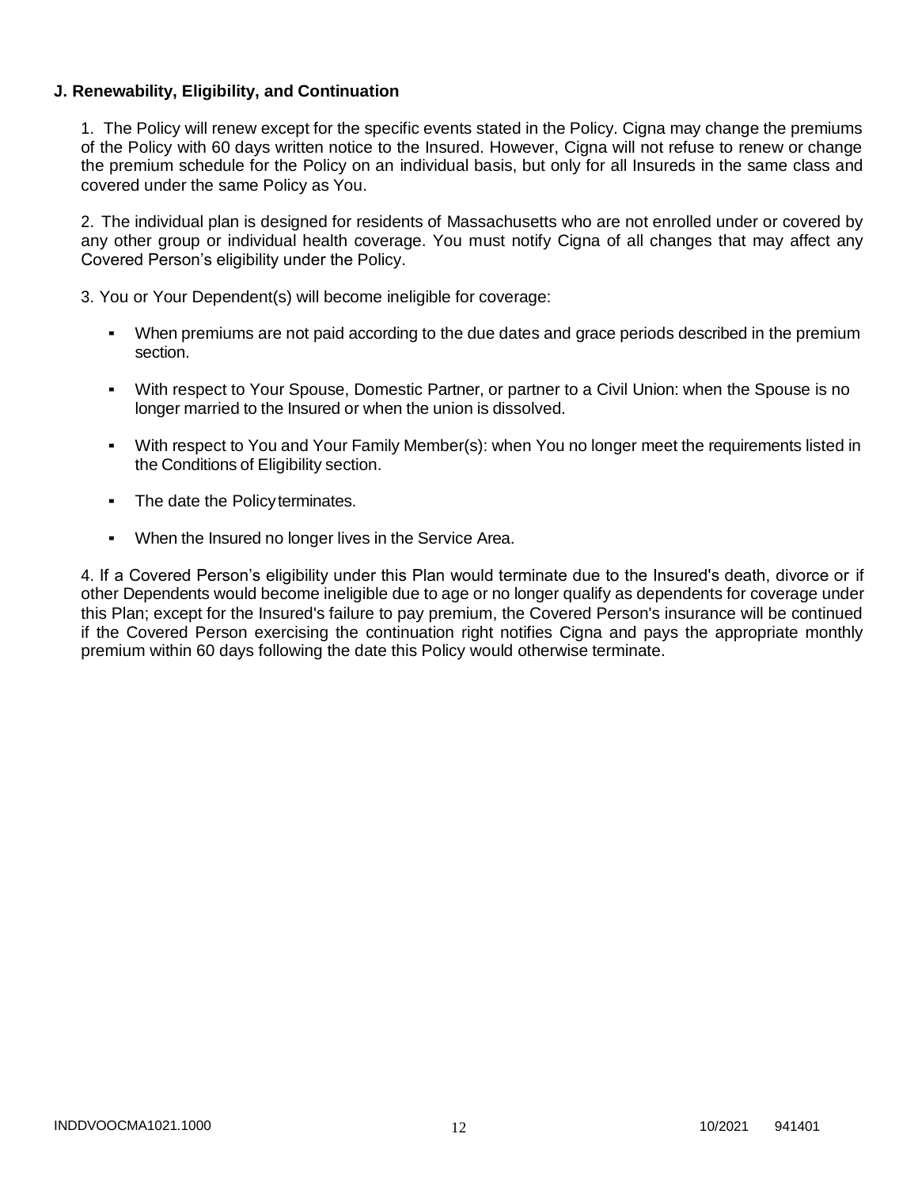**J. Renewability, Eligibility, and Continuation**

1. The Policy will renew except for the specific events stated in the Policy. Cigna may change the premiums of the Policy with 60 days written notice to the Insured. However, Cigna will not refuse to renew or change the premium schedule for the Policy on an individual basis, but only for all Insureds in the same class and covered under the same Policy as You.

2. The individual plan is designed for residents of Massachusetts who are not enrolled under or covered by any other group or individual health coverage. You must notify Cigna of all changes that may affect any Covered Person's eligibility under the Policy.

3. You or Your Dependent(s) will become ineligible for coverage:

- When premiums are not paid according to the due dates and grace periods described in the premium section.
- With respect to Your Spouse, Domestic Partner, or partner to a Civil Union: when the Spouse is no longer married to the Insured or when the union is dissolved.
- With respect to You and Your Family Member(s): when You no longer meet the requirements listed in the Conditions of Eligibility section.
- The date the Policy terminates.
- When the Insured no longer lives in the Service Area.

4. If a Covered Person's eligibility under this Plan would terminate due to the Insured's death, divorce or if other Dependents would become ineligible due to age or no longer qualify as dependents for coverage under this Plan; except for the Insured's failure to pay premium, the Covered Person's insurance will be continued if the Covered Person exercising the continuation right notifies Cigna and pays the appropriate monthly premium within 60 days following the date this Policy would otherwise terminate.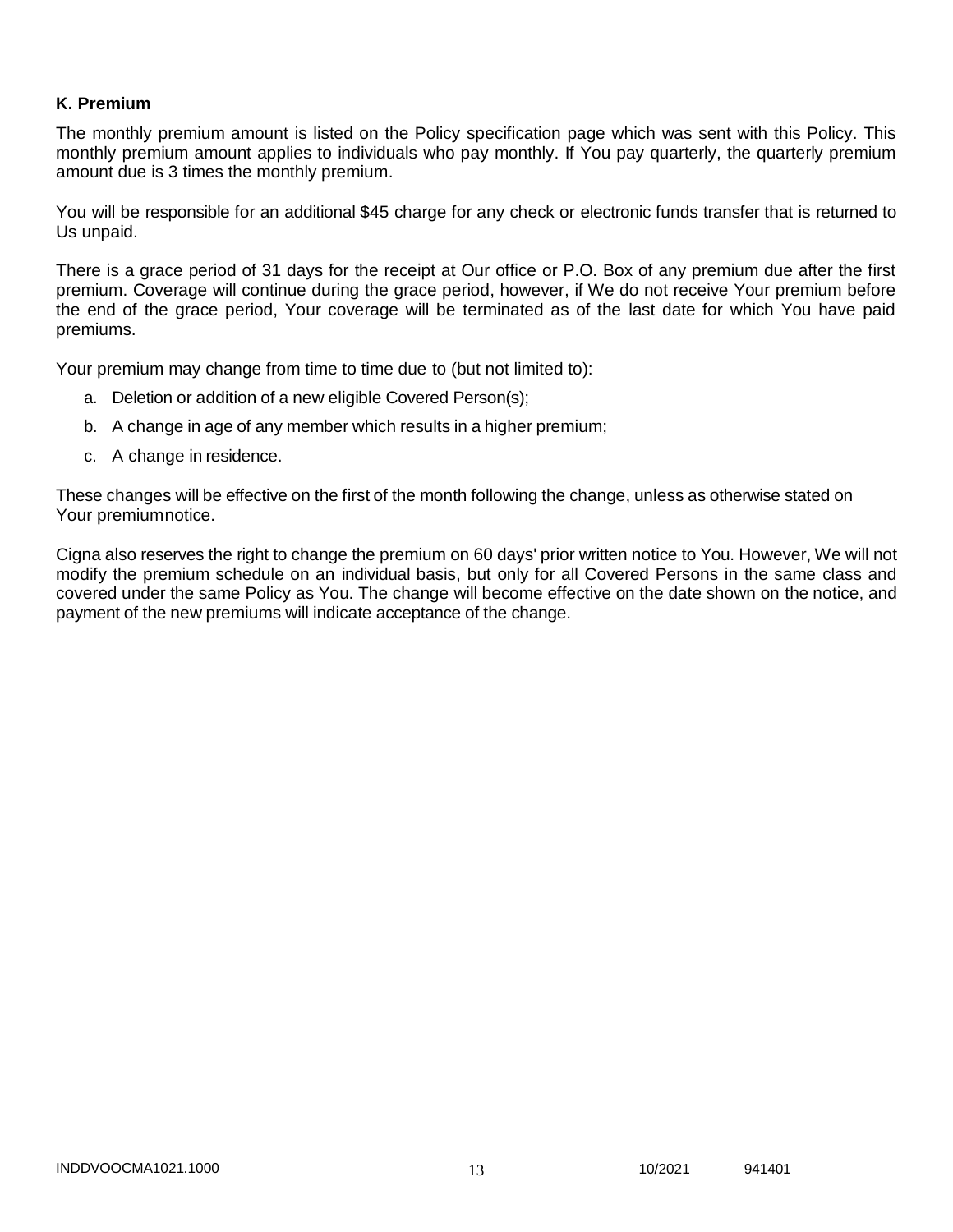**K. Premium**

The monthly premium amount is listed on the Policy specification page which was sent with this Policy. This monthly premium amount applies to individuals who pay monthly. If You pay quarterly, the quarterly premium amount due is 3 times the monthly premium.

You will be responsible for an additional $45 charge for any check or electronic funds transfer that is returned to Us unpaid.

There is a grace period of 31 days for the receipt at Our office or P.O. Box of any premium due after the first premium. Coverage will continue during the grace period, however, if We do not receive Your premium before the end of the grace period, Your coverage will be terminated as of the last date for which You have paid premiums.

Your premium may change from time to time due to (but not limited to):

a. Deletion or addition of a new eligible Covered Person(s);
b. A change in age of any member which results in a higher premium;
c. A change in residence.

These changes will be effective on the first of the month following the change, unless as otherwise stated on Your premiumnotice.

Cigna also reserves the right to change the premium on 60 days' prior written notice to You. However, We will not modify the premium schedule on an individual basis, but only for all Covered Persons in the same class and covered under the same Policy as You. The change will become effective on the date shown on the notice, and payment of the new premiums will indicate acceptance of the change.